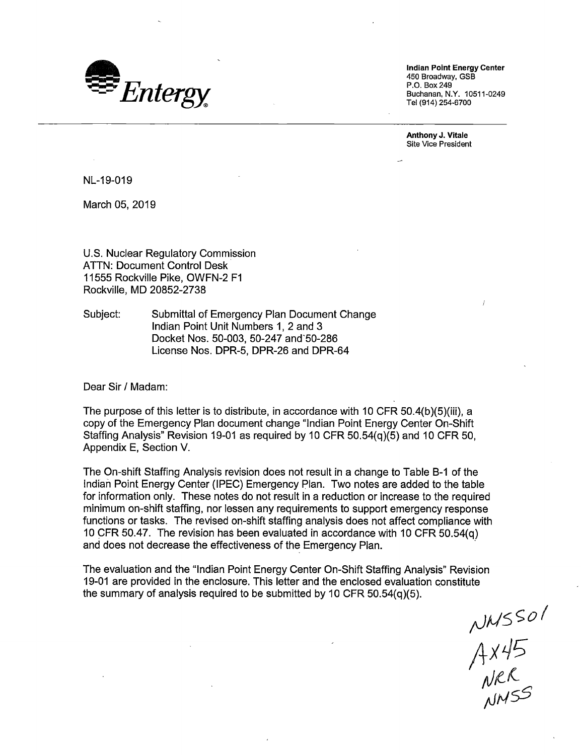**Entergy**

**Indian Point Energy Center**
450 Broadway, GSB
P.O. Box 249
Buchanan, N.Y. 10511-0249
Tel (914) 254-6700

**Anthony J. Vitale**
Site Vice President

NL-19-019

March 05, 2019

U.S. Nuclear Regulatory Commission
ATTN: Document Control Desk
11555 Rockville Pike, OWFN-2 F1
Rockville, MD 20852-2738

Subject: Submittal of Emergency Plan Document Change
Indian Point Unit Numbers 1, 2 and 3
Docket Nos. 50-003, 50-247 and 50-286
License Nos. DPR-5, DPR-26 and DPR-64

Dear Sir / Madam:

The purpose of this letter is to distribute, in accordance with 10 CFR 50.4(b)(5)(iii), a copy of the Emergency Plan document change "Indian Point Energy Center On-Shift Staffing Analysis" Revision 19-01 as required by 10 CFR 50.54(q)(5) and 10 CFR 50, Appendix E, Section V.

The On-shift Staffing Analysis revision does not result in a change to Table B-1 of the Indian Point Energy Center (IPEC) Emergency Plan. Two notes are added to the table for information only. These notes do not result in a reduction or increase to the required minimum on-shift staffing, nor lessen any requirements to support emergency response functions or tasks. The revised on-shift staffing analysis does not affect compliance with 10 CFR 50.47. The revision has been evaluated in accordance with 10 CFR 50.54(q) and does not decrease the effectiveness of the Emergency Plan.

The evaluation and the "Indian Point Energy Center On-Shift Staffing Analysis" Revision 19-01 are provided in the enclosure. This letter and the enclosed evaluation constitute the summary of analysis required to be submitted by 10 CFR 50.54(q)(5).

NMSS01
AX45
NRR
NMSS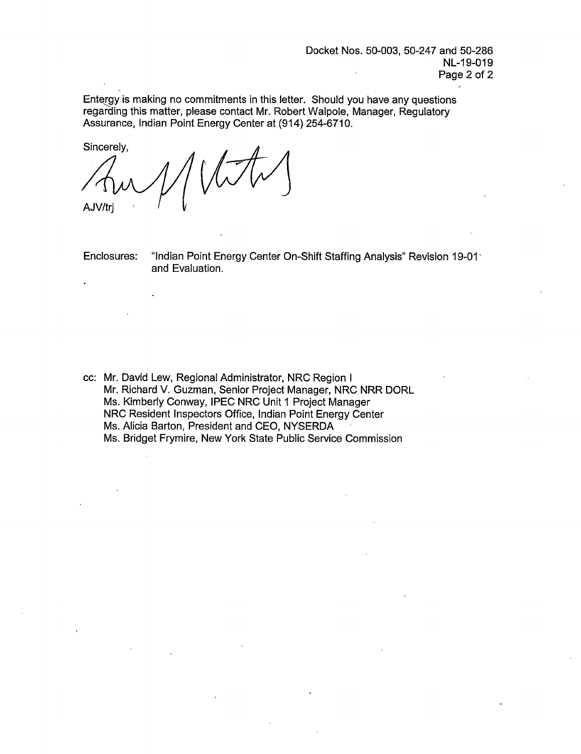Docket Nos. 50-003, 50-247 and 50-286
NL-19-019

Entergy is making no commitments in this letter. Should you have any questions regarding this matter, please contact Mr. Robert Walpole, Manager, Regulatory Assurance, Indian Point Energy Center at (914) 254-6710.

Sincerely,

AJV/trj

Enclosures: "Indian Point Energy Center On-Shift Staffing Analysis" Revision 19-01 and Evaluation.

cc: Mr. David Lew, Regional Administrator, NRC Region I
Mr. Richard V. Guzman, Senior Project Manager, NRC NRR DORL
Ms. Kimberly Conway, IPEC NRC Unit 1 Project Manager
NRC Resident Inspectors Office, Indian Point Energy Center
Ms. Alicia Barton, President and CEO, NYSERDA
Ms. Bridget Frymire, New York State Public Service Commission